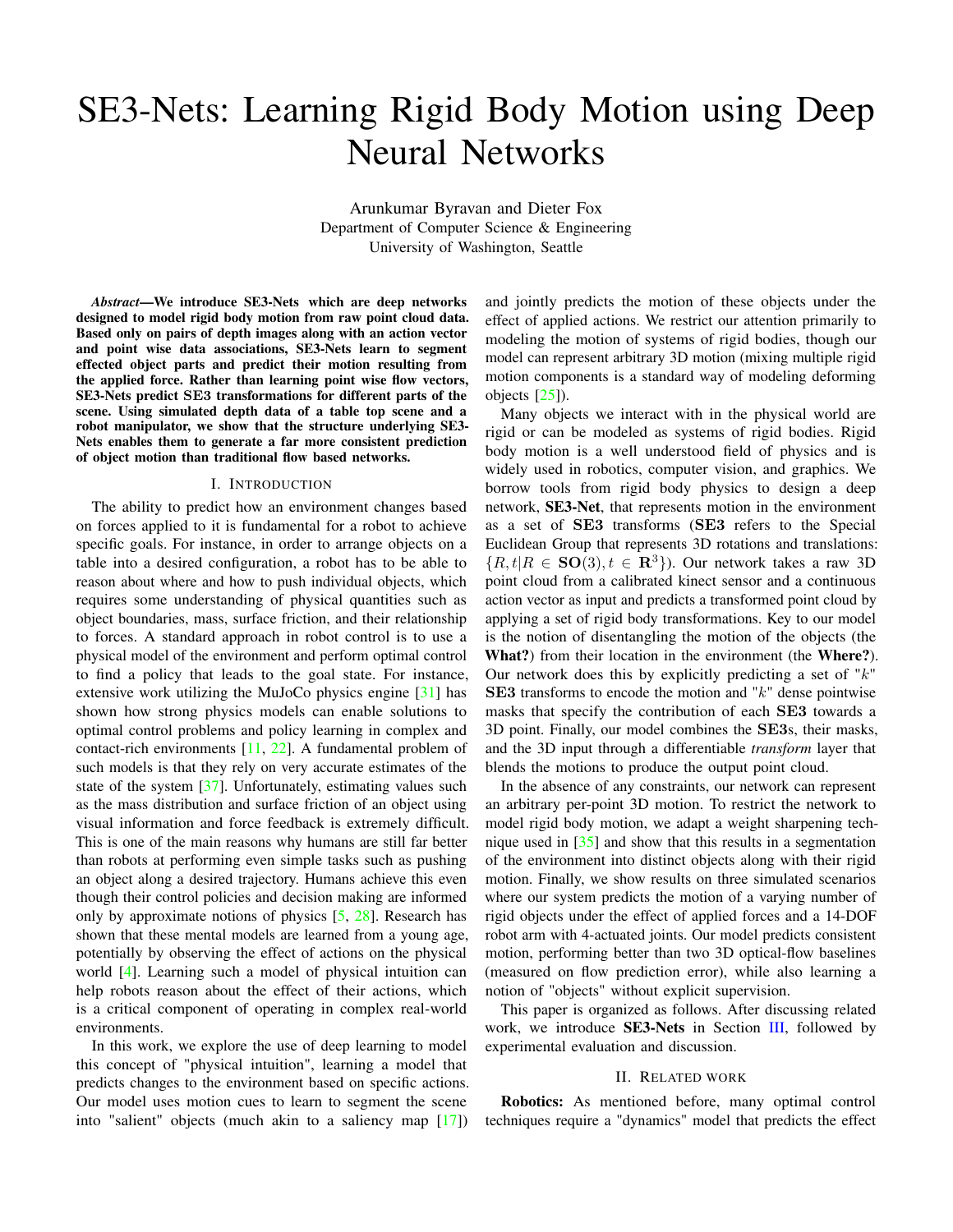# SE3-Nets: Learning Rigid Body Motion using Deep Neural Networks

Arunkumar Byravan and Dieter Fox
Department of Computer Science & Engineering
University of Washington, Seattle

***Abstract*—We introduce SE3-Nets which are deep networks designed to model rigid body motion from raw point cloud data. Based only on pairs of depth images along with an action vector and point wise data associations, SE3-Nets learn to segment effected object parts and predict their motion resulting from the applied force. Rather than learning point wise flow vectors, SE3-Nets predict SE3 transformations for different parts of the scene. Using simulated depth data of a table top scene and a robot manipulator, we show that the structure underlying SE3-Nets enables them to generate a far more consistent prediction of object motion than traditional flow based networks.**

## I. Introduction

The ability to predict how an environment changes based on forces applied to it is fundamental for a robot to achieve specific goals. For instance, in order to arrange objects on a table into a desired configuration, a robot has to be able to reason about where and how to push individual objects, which requires some understanding of physical quantities such as object boundaries, mass, surface friction, and their relationship to forces. A standard approach in robot control is to use a physical model of the environment and perform optimal control to find a policy that leads to the goal state. For instance, extensive work utilizing the MuJoCo physics engine [31] has shown how strong physics models can enable solutions to optimal control problems and policy learning in complex and contact-rich environments [11, 22]. A fundamental problem of such models is that they rely on very accurate estimates of the state of the system [37]. Unfortunately, estimating values such as the mass distribution and surface friction of an object using visual information and force feedback is extremely difficult. This is one of the main reasons why humans are still far better than robots at performing even simple tasks such as pushing an object along a desired trajectory. Humans achieve this even though their control policies and decision making are informed only by approximate notions of physics [5, 28]. Research has shown that these mental models are learned from a young age, potentially by observing the effect of actions on the physical world [4]. Learning such a model of physical intuition can help robots reason about the effect of their actions, which is a critical component of operating in complex real-world environments.

In this work, we explore the use of deep learning to model this concept of "physical intuition", learning a model that predicts changes to the environment based on specific actions. Our model uses motion cues to learn to segment the scene into "salient" objects (much akin to a saliency map [17]) and jointly predicts the motion of these objects under the effect of applied actions. We restrict our attention primarily to modeling the motion of systems of rigid bodies, though our model can represent arbitrary 3D motion (mixing multiple rigid motion components is a standard way of modeling deforming objects [25]).

Many objects we interact with in the physical world are rigid or can be modeled as systems of rigid bodies. Rigid body motion is a well understood field of physics and is widely used in robotics, computer vision, and graphics. We borrow tools from rigid body physics to design a deep network, **SE3-Net**, that represents motion in the environment as a set of **SE3** transforms (**SE3** refers to the Special Euclidean Group that represents 3D rotations and translations: $\{R, t | R \in \mathbf{SO}(3), t \in \mathbf{R}^3\}$). Our network takes a raw 3D point cloud from a calibrated kinect sensor and a continuous action vector as input and predicts a transformed point cloud by applying a set of rigid body transformations. Key to our model is the notion of disentangling the motion of the objects (the **What?**) from their location in the environment (the **Where?**). Our network does this by explicitly predicting a set of "$k$" **SE3** transforms to encode the motion and "$k$" dense pointwise masks that specify the contribution of each **SE3** towards a 3D point. Finally, our model combines the **SE3**s, their masks, and the 3D input through a differentiable *transform* layer that blends the motions to produce the output point cloud.

In the absence of any constraints, our network can represent an arbitrary per-point 3D motion. To restrict the network to model rigid body motion, we adapt a weight sharpening technique used in [35] and show that this results in a segmentation of the environment into distinct objects along with their rigid motion. Finally, we show results on three simulated scenarios where our system predicts the motion of a varying number of rigid objects under the effect of applied forces and a 14-DOF robot arm with 4-actuated joints. Our model predicts consistent motion, performing better than two 3D optical-flow baselines (measured on flow prediction error), while also learning a notion of "objects" without explicit supervision.

This paper is organized as follows. After discussing related work, we introduce **SE3-Nets** in Section III, followed by experimental evaluation and discussion.

## II. Related work

**Robotics:** As mentioned before, many optimal control techniques require a "dynamics" model that predicts the effect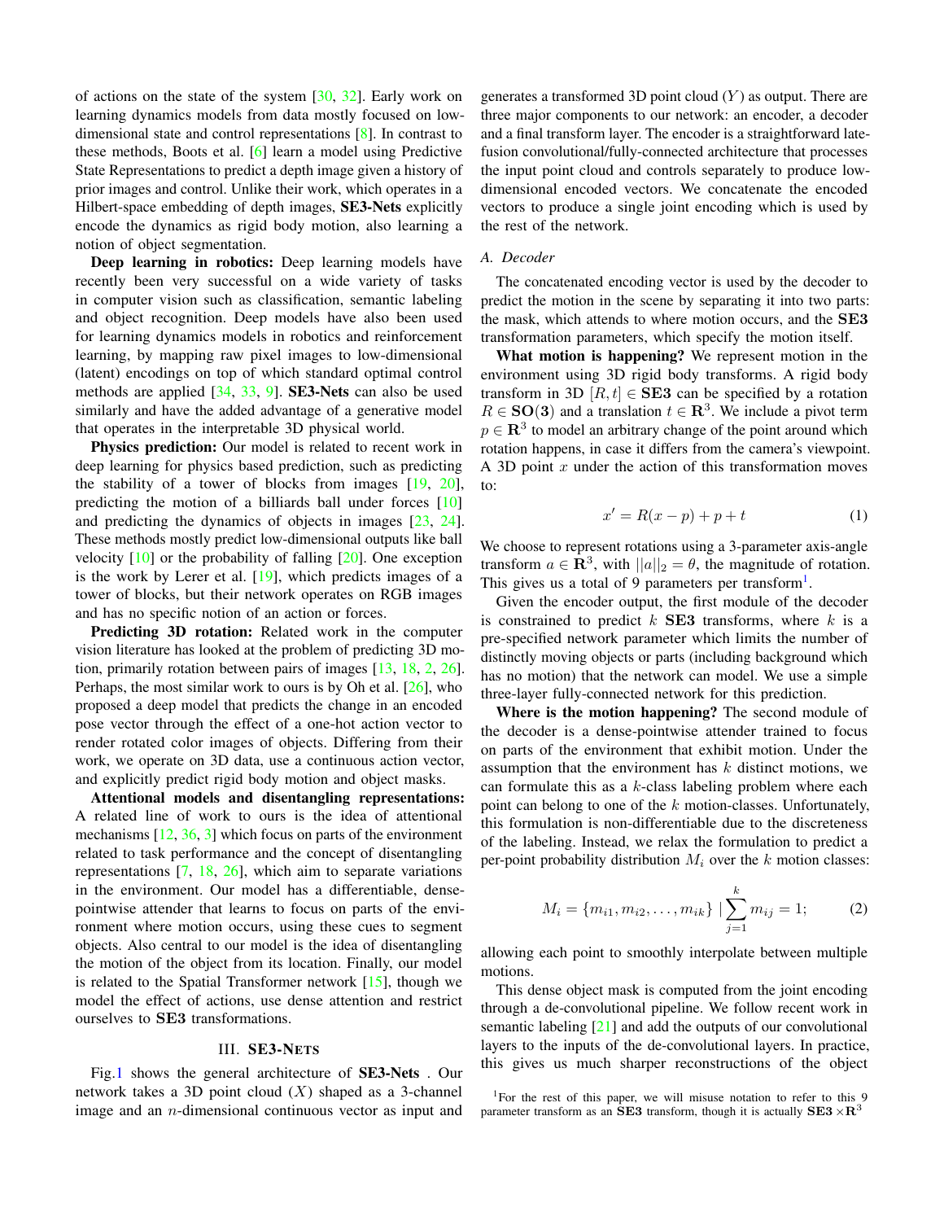of actions on the state of the system [30, 32]. Early work on learning dynamics models from data mostly focused on low-dimensional state and control representations [8]. In contrast to these methods, Boots et al. [6] learn a model using Predictive State Representations to predict a depth image given a history of prior images and control. Unlike their work, which operates in a Hilbert-space embedding of depth images, **SE3-Nets** explicitly encode the dynamics as rigid body motion, also learning a notion of object segmentation.

**Deep learning in robotics:** Deep learning models have recently been very successful on a wide variety of tasks in computer vision such as classification, semantic labeling and object recognition. Deep models have also been used for learning dynamics models in robotics and reinforcement learning, by mapping raw pixel images to low-dimensional (latent) encodings on top of which standard optimal control methods are applied [34, 33, 9]. **SE3-Nets** can also be used similarly and have the added advantage of a generative model that operates in the interpretable 3D physical world.

**Physics prediction:** Our model is related to recent work in deep learning for physics based prediction, such as predicting the stability of a tower of blocks from images [19, 20], predicting the motion of a billiards ball under forces [10] and predicting the dynamics of objects in images [23, 24]. These methods mostly predict low-dimensional outputs like ball velocity [10] or the probability of falling [20]. One exception is the work by Lerer et al. [19], which predicts images of a tower of blocks, but their network operates on RGB images and has no specific notion of an action or forces.

**Predicting 3D rotation:** Related work in the computer vision literature has looked at the problem of predicting 3D motion, primarily rotation between pairs of images [13, 18, 2, 26]. Perhaps, the most similar work to ours is by Oh et al. [26], who proposed a deep model that predicts the change in an encoded pose vector through the effect of a one-hot action vector to render rotated color images of objects. Differing from their work, we operate on 3D data, use a continuous action vector, and explicitly predict rigid body motion and object masks.

**Attentional models and disentangling representations:** A related line of work to ours is the idea of attentional mechanisms [12, 36, 3] which focus on parts of the environment related to task performance and the concept of disentangling representations [7, 18, 26], which aim to separate variations in the environment. Our model has a differentiable, dense-pointwise attender that learns to focus on parts of the environment where motion occurs, using these cues to segment objects. Also central to our model is the idea of disentangling the motion of the object from its location. Finally, our model is related to the Spatial Transformer network [15], though we model the effect of actions, use dense attention and restrict ourselves to **SE3** transformations.

## III. SE3-Nets

Fig.1 shows the general architecture of **SE3-Nets** . Our network takes a 3D point cloud ($X$) shaped as a 3-channel image and an $n$-dimensional continuous vector as input and generates a transformed 3D point cloud ($Y$) as output. There are three major components to our network: an encoder, a decoder and a final transform layer. The encoder is a straightforward late-fusion convolutional/fully-connected architecture that processes the input point cloud and controls separately to produce low-dimensional encoded vectors. We concatenate the encoded vectors to produce a single joint encoding which is used by the rest of the network.

### *A. Decoder*

The concatenated encoding vector is used by the decoder to predict the motion in the scene by separating it into two parts: the mask, which attends to where motion occurs, and the **SE3** transformation parameters, which specify the motion itself.

**What motion is happening?** We represent motion in the environment using 3D rigid body transforms. A rigid body transform in 3D $[R, t] \in \mathbf{SE3}$ can be specified by a rotation $R \in \mathbf{SO(3)}$ and a translation $t \in \mathbf{R}^3$. We include a pivot term $p \in \mathbf{R}^3$ to model an arbitrary change of the point around which rotation happens, in case it differs from the camera's viewpoint. A 3D point $x$ under the action of this transformation moves to:

$$x' = R(x - p) + p + t \tag{1}$$

We choose to represent rotations using a 3-parameter axis-angle transform $a \in \mathbf{R}^3$, with $||a||_2 = \theta$, the magnitude of rotation. This gives us a total of 9 parameters per transform[1].

Given the encoder output, the first module of the decoder is constrained to predict $k$ **SE3** transforms, where $k$ is a pre-specified network parameter which limits the number of distinctly moving objects or parts (including background which has no motion) that the network can model. We use a simple three-layer fully-connected network for this prediction.

**Where is the motion happening?** The second module of the decoder is a dense-pointwise attender trained to focus on parts of the environment that exhibit motion. Under the assumption that the environment has $k$ distinct motions, we can formulate this as a $k$-class labeling problem where each point can belong to one of the $k$ motion-classes. Unfortunately, this formulation is non-differentiable due to the discreteness of the labeling. Instead, we relax the formulation to predict a per-point probability distribution $M_i$ over the $k$ motion classes:

$$M_i = \{m_{i1}, m_{i2}, \ldots, m_{ik}\} \mid \sum_{j=1}^{k} m_{ij} = 1; \tag{2}$$

allowing each point to smoothly interpolate between multiple motions.

This dense object mask is computed from the joint encoding through a de-convolutional pipeline. We follow recent work in semantic labeling [21] and add the outputs of our convolutional layers to the inputs of the de-convolutional layers. In practice, this gives us much sharper reconstructions of the object

[1] For the rest of this paper, we will misuse notation to refer to this 9 parameter transform as an **SE3** transform, though it is actually $\mathbf{SE3} \times \mathbf{R}^3$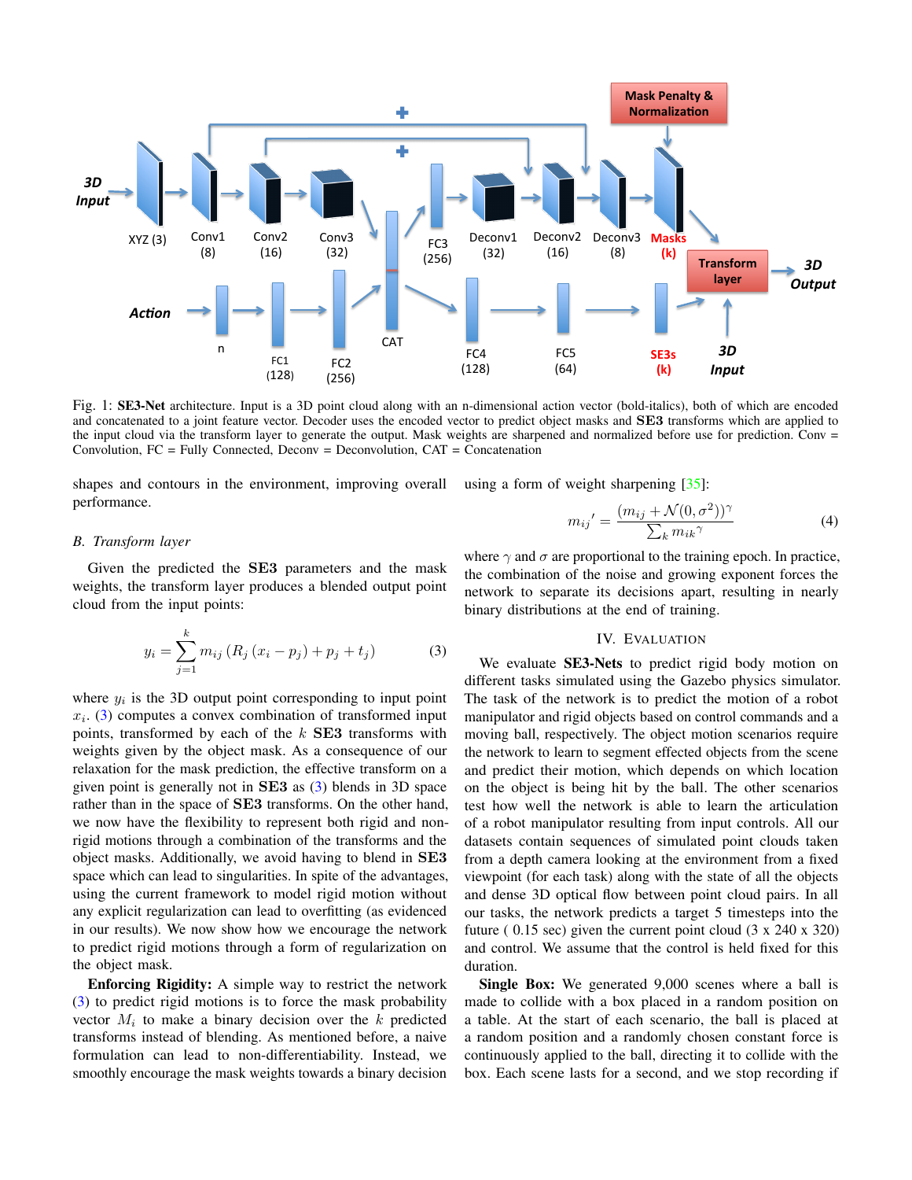Fig. 1: **SE3-Net** architecture. Input is a 3D point cloud along with an n-dimensional action vector (bold-italics), both of which are encoded and concatenated to a joint feature vector. Decoder uses the encoded vector to predict object masks and **SE3** transforms which are applied to the input cloud via the transform layer to generate the output. Mask weights are sharpened and normalized before use for prediction. Conv = Convolution, FC = Fully Connected, Deconv = Deconvolution, CAT = Concatenation

shapes and contours in the environment, improving overall performance.

### *B. Transform layer*

Given the predicted the **SE3** parameters and the mask weights, the transform layer produces a blended output point cloud from the input points:

$$y_i = \sum_{j=1}^{k} m_{ij} \left( R_j \left( x_i - p_j \right) + p_j + t_j \right) \tag{3}$$

where $y_i$ is the 3D output point corresponding to input point $x_i$. (3) computes a convex combination of transformed input points, transformed by each of the $k$ **SE3** transforms with weights given by the object mask. As a consequence of our relaxation for the mask prediction, the effective transform on a given point is generally not in **SE3** as (3) blends in 3D space rather than in the space of **SE3** transforms. On the other hand, we now have the flexibility to represent both rigid and non-rigid motions through a combination of the transforms and the object masks. Additionally, we avoid having to blend in **SE3** space which can lead to singularities. In spite of the advantages, using the current framework to model rigid motion without any explicit regularization can lead to overfitting (as evidenced in our results). We now show how we encourage the network to predict rigid motions through a form of regularization on the object mask.

**Enforcing Rigidity:** A simple way to restrict the network (3) to predict rigid motions is to force the mask probability vector $M_i$ to make a binary decision over the $k$ predicted transforms instead of blending. As mentioned before, a naive formulation can lead to non-differentiability. Instead, we smoothly encourage the mask weights towards a binary decision using a form of weight sharpening [35]:

$$m_{ij}{}' = \frac{(m_{ij} + \mathcal{N}(0, \sigma^2))^{\gamma}}{\sum_k m_{ik}{}^{\gamma}} \tag{4}$$

where $\gamma$ and $\sigma$ are proportional to the training epoch. In practice, the combination of the noise and growing exponent forces the network to separate its decisions apart, resulting in nearly binary distributions at the end of training.

## IV. Evaluation

We evaluate **SE3-Nets** to predict rigid body motion on different tasks simulated using the Gazebo physics simulator. The task of the network is to predict the motion of a robot manipulator and rigid objects based on control commands and a moving ball, respectively. The object motion scenarios require the network to learn to segment effected objects from the scene and predict their motion, which depends on which location on the object is being hit by the ball. The other scenarios test how well the network is able to learn the articulation of a robot manipulator resulting from input controls. All our datasets contain sequences of simulated point clouds taken from a depth camera looking at the environment from a fixed viewpoint (for each task) along with the state of all the objects and dense 3D optical flow between point cloud pairs. In all our tasks, the network predicts a target 5 timesteps into the future ( 0.15 sec) given the current point cloud (3 x 240 x 320) and control. We assume that the control is held fixed for this duration.

**Single Box:** We generated 9,000 scenes where a ball is made to collide with a box placed in a random position on a table. At the start of each scenario, the ball is placed at a random position and a randomly chosen constant force is continuously applied to the ball, directing it to collide with the box. Each scene lasts for a second, and we stop recording if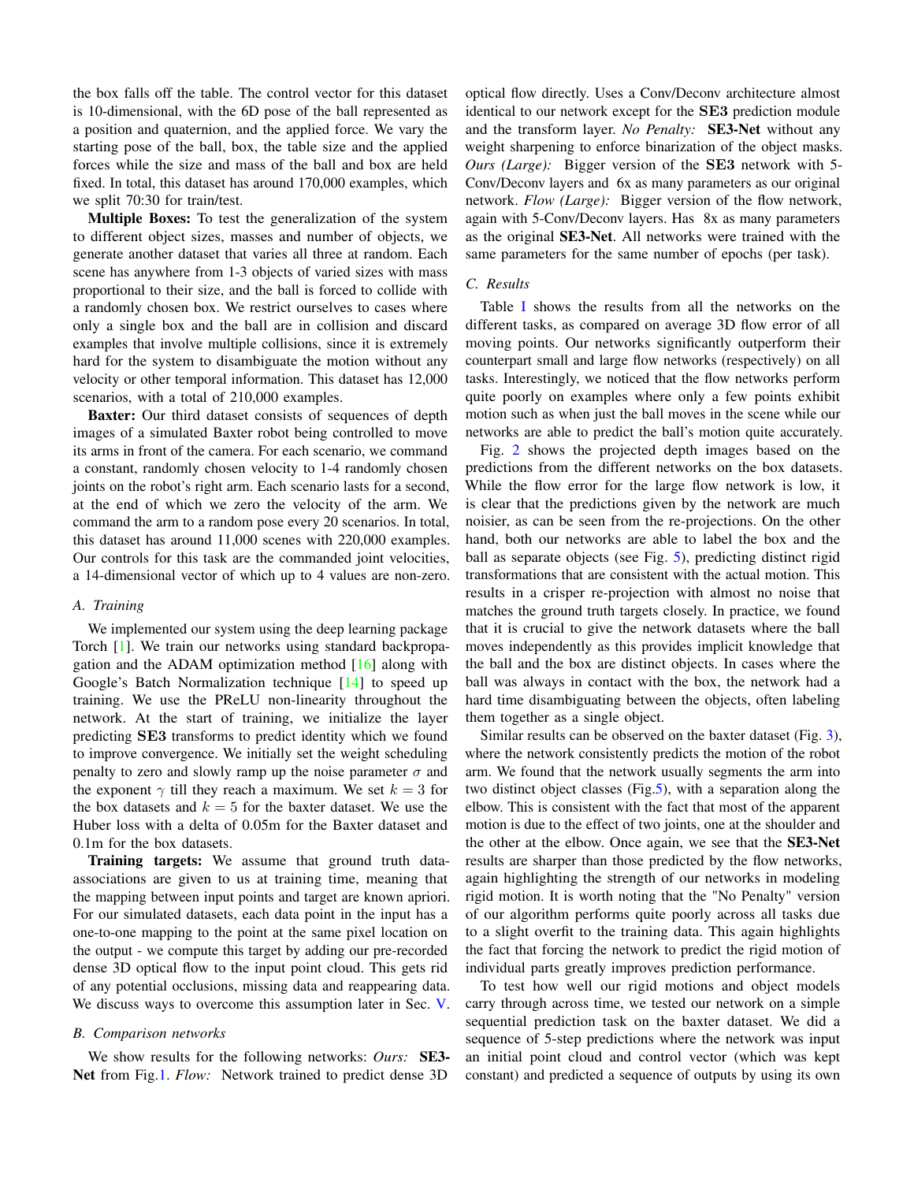the box falls off the table. The control vector for this dataset is 10-dimensional, with the 6D pose of the ball represented as a position and quaternion, and the applied force. We vary the starting pose of the ball, box, the table size and the applied forces while the size and mass of the ball and box are held fixed. In total, this dataset has around 170,000 examples, which we split 70:30 for train/test.

**Multiple Boxes:** To test the generalization of the system to different object sizes, masses and number of objects, we generate another dataset that varies all three at random. Each scene has anywhere from 1-3 objects of varied sizes with mass proportional to their size, and the ball is forced to collide with a randomly chosen box. We restrict ourselves to cases where only a single box and the ball are in collision and discard examples that involve multiple collisions, since it is extremely hard for the system to disambiguate the motion without any velocity or other temporal information. This dataset has 12,000 scenarios, with a total of 210,000 examples.

**Baxter:** Our third dataset consists of sequences of depth images of a simulated Baxter robot being controlled to move its arms in front of the camera. For each scenario, we command a constant, randomly chosen velocity to 1-4 randomly chosen joints on the robot's right arm. Each scenario lasts for a second, at the end of which we zero the velocity of the arm. We command the arm to a random pose every 20 scenarios. In total, this dataset has around 11,000 scenes with 220,000 examples. Our controls for this task are the commanded joint velocities, a 14-dimensional vector of which up to 4 values are non-zero.

### A. Training

We implemented our system using the deep learning package Torch [1]. We train our networks using standard backpropagation and the ADAM optimization method [16] along with Google's Batch Normalization technique [14] to speed up training. We use the PReLU non-linearity throughout the network. At the start of training, we initialize the layer predicting **SE3** transforms to predict identity which we found to improve convergence. We initially set the weight scheduling penalty to zero and slowly ramp up the noise parameter $\sigma$ and the exponent $\gamma$ till they reach a maximum. We set $k = 3$ for the box datasets and $k = 5$ for the baxter dataset. We use the Huber loss with a delta of 0.05m for the Baxter dataset and 0.1m for the box datasets.

**Training targets:** We assume that ground truth data-associations are given to us at training time, meaning that the mapping between input points and target are known apriori. For our simulated datasets, each data point in the input has a one-to-one mapping to the point at the same pixel location on the output - we compute this target by adding our pre-recorded dense 3D optical flow to the input point cloud. This gets rid of any potential occlusions, missing data and reappearing data. We discuss ways to overcome this assumption later in Sec. V.

### B. Comparison networks

We show results for the following networks: *Ours:* **SE3-Net** from Fig.1. *Flow:* Network trained to predict dense 3D optical flow directly. Uses a Conv/Deconv architecture almost identical to our network except for the **SE3** prediction module and the transform layer. *No Penalty:* **SE3-Net** without any weight sharpening to enforce binarization of the object masks. *Ours (Large):* Bigger version of the **SE3** network with 5-Conv/Deconv layers and 6x as many parameters as our original network. *Flow (Large):* Bigger version of the flow network, again with 5-Conv/Deconv layers. Has 8x as many parameters as the original **SE3-Net**. All networks were trained with the same parameters for the same number of epochs (per task).

### C. Results

Table I shows the results from all the networks on the different tasks, as compared on average 3D flow error of all moving points. Our networks significantly outperform their counterpart small and large flow networks (respectively) on all tasks. Interestingly, we noticed that the flow networks perform quite poorly on examples where only a few points exhibit motion such as when just the ball moves in the scene while our networks are able to predict the ball's motion quite accurately.

Fig. 2 shows the projected depth images based on the predictions from the different networks on the box datasets. While the flow error for the large flow network is low, it is clear that the predictions given by the network are much noisier, as can be seen from the re-projections. On the other hand, both our networks are able to label the box and the ball as separate objects (see Fig. 5), predicting distinct rigid transformations that are consistent with the actual motion. This results in a crisper re-projection with almost no noise that matches the ground truth targets closely. In practice, we found that it is crucial to give the network datasets where the ball moves independently as this provides implicit knowledge that the ball and the box are distinct objects. In cases where the ball was always in contact with the box, the network had a hard time disambiguating between the objects, often labeling them together as a single object.

Similar results can be observed on the baxter dataset (Fig. 3), where the network consistently predicts the motion of the robot arm. We found that the network usually segments the arm into two distinct object classes (Fig.5), with a separation along the elbow. This is consistent with the fact that most of the apparent motion is due to the effect of two joints, one at the shoulder and the other at the elbow. Once again, we see that the **SE3-Net** results are sharper than those predicted by the flow networks, again highlighting the strength of our networks in modeling rigid motion. It is worth noting that the "No Penalty" version of our algorithm performs quite poorly across all tasks due to a slight overfit to the training data. This again highlights the fact that forcing the network to predict the rigid motion of individual parts greatly improves prediction performance.

To test how well our rigid motions and object models carry through across time, we tested our network on a simple sequential prediction task on the baxter dataset. We did a sequence of 5-step predictions where the network was input an initial point cloud and control vector (which was kept constant) and predicted a sequence of outputs by using its own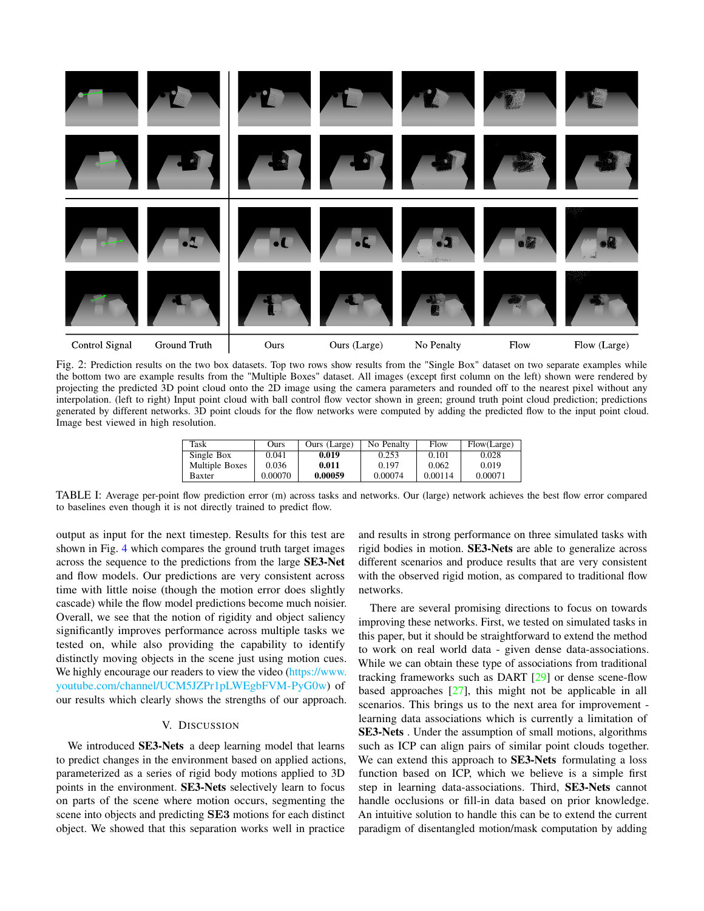Control Signal | Ground Truth | Ours | Ours (Large) | No Penalty | Flow | Flow (Large)

Fig. 2: Prediction results on the two box datasets. Top two rows show results from the "Single Box" dataset on two separate examples while the bottom two are example results from the "Multiple Boxes" dataset. All images (except first column on the left) shown were rendered by projecting the predicted 3D point cloud onto the 2D image using the camera parameters and rounded off to the nearest pixel without any interpolation. (left to right) Input point cloud with ball control flow vector shown in green; ground truth point cloud prediction; predictions generated by different networks. 3D point clouds for the flow networks were computed by adding the predicted flow to the input point cloud. Image best viewed in high resolution.

| Task | Ours | Ours (Large) | No Penalty | Flow | Flow(Large) |
|---|---|---|---|---|---|
| Single Box | 0.041 | **0.019** | 0.253 | 0.101 | 0.028 |
| Multiple Boxes | 0.036 | **0.011** | 0.197 | 0.062 | 0.019 |
| Baxter | 0.00070 | **0.00059** | 0.00074 | 0.00114 | 0.00071 |

TABLE I: Average per-point flow prediction error (m) across tasks and networks. Our (large) network achieves the best flow error compared to baselines even though it is not directly trained to predict flow.

output as input for the next timestep. Results for this test are shown in Fig. 4 which compares the ground truth target images across the sequence to the predictions from the large **SE3-Net** and flow models. Our predictions are very consistent across time with little noise (though the motion error does slightly cascade) while the flow model predictions become much noisier. Overall, we see that the notion of rigidity and object saliency significantly improves performance across multiple tasks we tested on, while also providing the capability to identify distinctly moving objects in the scene just using motion cues. We highly encourage our readers to view the video (https://www.youtube.com/channel/UCM5JZPr1pLWEgbFVM-PyG0w) of our results which clearly shows the strengths of our approach.

## V. Discussion

We introduced **SE3-Nets** a deep learning model that learns to predict changes in the environment based on applied actions, parameterized as a series of rigid body motions applied to 3D points in the environment. **SE3-Nets** selectively learn to focus on parts of the scene where motion occurs, segmenting the scene into objects and predicting **SE3** motions for each distinct object. We showed that this separation works well in practice and results in strong performance on three simulated tasks with rigid bodies in motion. **SE3-Nets** are able to generalize across different scenarios and produce results that are very consistent with the observed rigid motion, as compared to traditional flow networks.

There are several promising directions to focus on towards improving these networks. First, we tested on simulated tasks in this paper, but it should be straightforward to extend the method to work on real world data - given dense data-associations. While we can obtain these type of associations from traditional tracking frameworks such as DART [29] or dense scene-flow based approaches [27], this might not be applicable in all scenarios. This brings us to the next area for improvement - learning data associations which is currently a limitation of **SE3-Nets** . Under the assumption of small motions, algorithms such as ICP can align pairs of similar point clouds together. We can extend this approach to **SE3-Nets** formulating a loss function based on ICP, which we believe is a simple first step in learning data-associations. Third, **SE3-Nets** cannot handle occlusions or fill-in data based on prior knowledge. An intuitive solution to handle this can be to extend the current paradigm of disentangled motion/mask computation by adding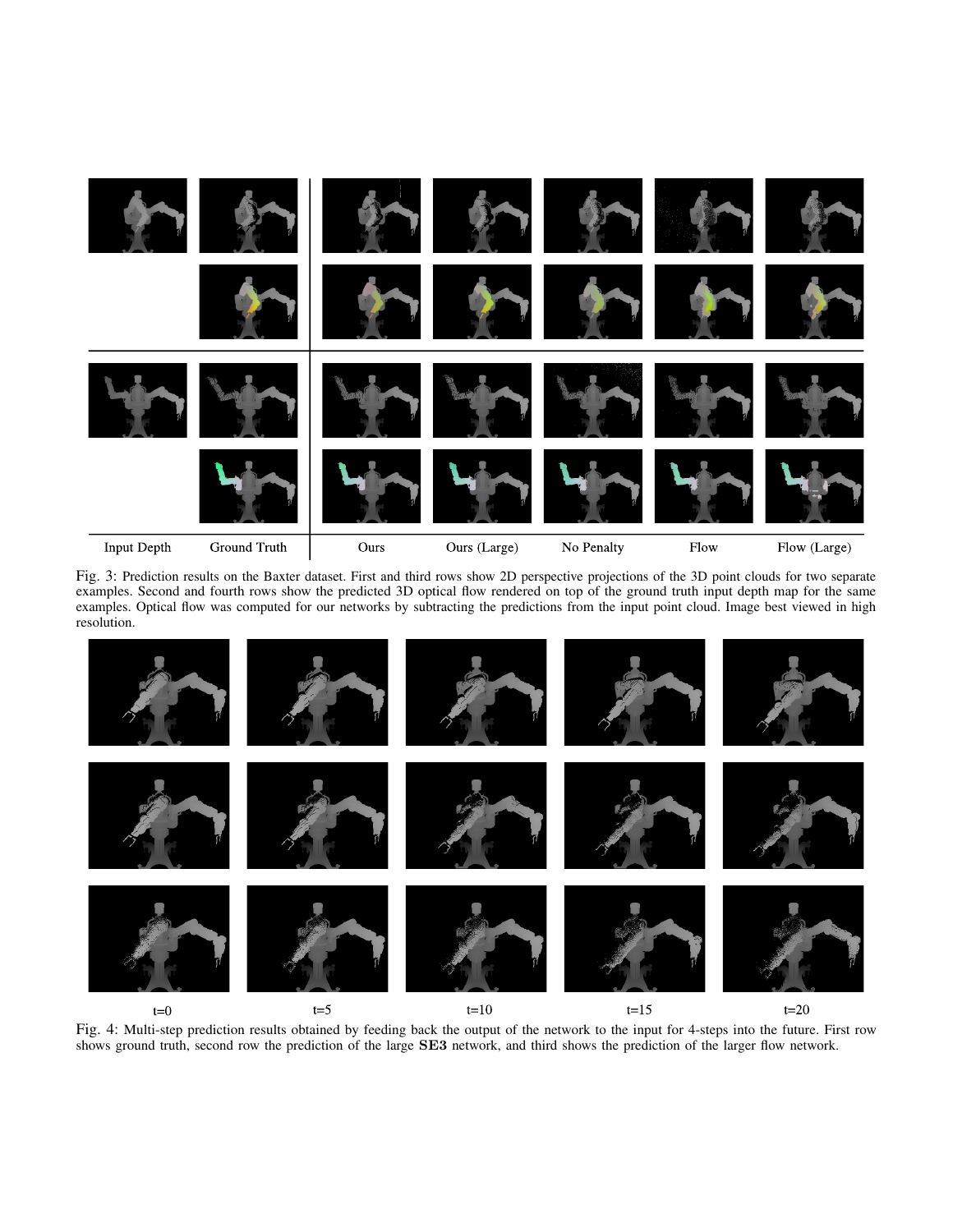Input Depth | Ground Truth | Ours | Ours (Large) | No Penalty | Flow | Flow (Large)

Fig. 3: Prediction results on the Baxter dataset. First and third rows show 2D perspective projections of the 3D point clouds for two separate examples. Second and fourth rows show the predicted 3D optical flow rendered on top of the ground truth input depth map for the same examples. Optical flow was computed for our networks by subtracting the predictions from the input point cloud. Image best viewed in high resolution.

t=0 | t=5 | t=10 | t=15 | t=20

Fig. 4: Multi-step prediction results obtained by feeding back the output of the network to the input for 4-steps into the future. First row shows ground truth, second row the prediction of the large **SE3** network, and third shows the prediction of the larger flow network.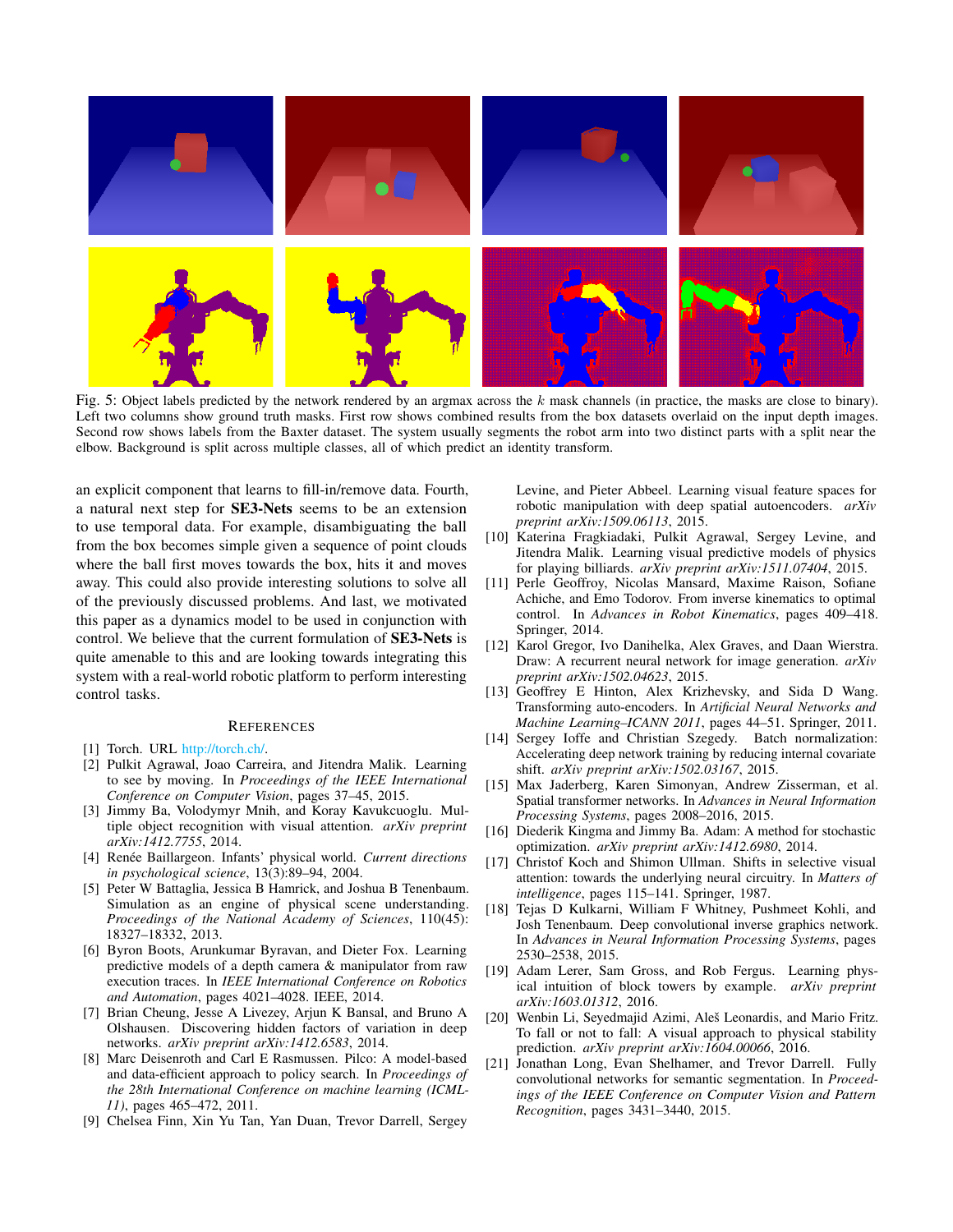Fig. 5: Object labels predicted by the network rendered by an argmax across the $k$ mask channels (in practice, the masks are close to binary). Left two columns show ground truth masks. First row shows combined results from the box datasets overlaid on the input depth images. Second row shows labels from the Baxter dataset. The system usually segments the robot arm into two distinct parts with a split near the elbow. Background is split across multiple classes, all of which predict an identity transform.

an explicit component that learns to fill-in/remove data. Fourth, a natural next step for **SE3-Nets** seems to be an extension to use temporal data. For example, disambiguating the ball from the box becomes simple given a sequence of point clouds where the ball first moves towards the box, hits it and moves away. This could also provide interesting solutions to solve all of the previously discussed problems. And last, we motivated this paper as a dynamics model to be used in conjunction with control. We believe that the current formulation of **SE3-Nets** is quite amenable to this and are looking towards integrating this system with a real-world robotic platform to perform interesting control tasks.

## References

[1] Torch. URL http://torch.ch/.

[2] Pulkit Agrawal, Joao Carreira, and Jitendra Malik. Learning to see by moving. In *Proceedings of the IEEE International Conference on Computer Vision*, pages 37–45, 2015.

[3] Jimmy Ba, Volodymyr Mnih, and Koray Kavukcuoglu. Multiple object recognition with visual attention. *arXiv preprint arXiv:1412.7755*, 2014.

[4] Renée Baillargeon. Infants' physical world. *Current directions in psychological science*, 13(3):89–94, 2004.

[5] Peter W Battaglia, Jessica B Hamrick, and Joshua B Tenenbaum. Simulation as an engine of physical scene understanding. *Proceedings of the National Academy of Sciences*, 110(45): 18327–18332, 2013.

[6] Byron Boots, Arunkumar Byravan, and Dieter Fox. Learning predictive models of a depth camera & manipulator from raw execution traces. In *IEEE International Conference on Robotics and Automation*, pages 4021–4028. IEEE, 2014.

[7] Brian Cheung, Jesse A Livezey, Arjun K Bansal, and Bruno A Olshausen. Discovering hidden factors of variation in deep networks. *arXiv preprint arXiv:1412.6583*, 2014.

[8] Marc Deisenroth and Carl E Rasmussen. Pilco: A model-based and data-efficient approach to policy search. In *Proceedings of the 28th International Conference on machine learning (ICML-11)*, pages 465–472, 2011.

[9] Chelsea Finn, Xin Yu Tan, Yan Duan, Trevor Darrell, Sergey Levine, and Pieter Abbeel. Learning visual feature spaces for robotic manipulation with deep spatial autoencoders. *arXiv preprint arXiv:1509.06113*, 2015.

[10] Katerina Fragkiadaki, Pulkit Agrawal, Sergey Levine, and Jitendra Malik. Learning visual predictive models of physics for playing billiards. *arXiv preprint arXiv:1511.07404*, 2015.

[11] Perle Geoffroy, Nicolas Mansard, Maxime Raison, Sofiane Achiche, and Emo Todorov. From inverse kinematics to optimal control. In *Advances in Robot Kinematics*, pages 409–418. Springer, 2014.

[12] Karol Gregor, Ivo Danihelka, Alex Graves, and Daan Wierstra. Draw: A recurrent neural network for image generation. *arXiv preprint arXiv:1502.04623*, 2015.

[13] Geoffrey E Hinton, Alex Krizhevsky, and Sida D Wang. Transforming auto-encoders. In *Artificial Neural Networks and Machine Learning–ICANN 2011*, pages 44–51. Springer, 2011.

[14] Sergey Ioffe and Christian Szegedy. Batch normalization: Accelerating deep network training by reducing internal covariate shift. *arXiv preprint arXiv:1502.03167*, 2015.

[15] Max Jaderberg, Karen Simonyan, Andrew Zisserman, et al. Spatial transformer networks. In *Advances in Neural Information Processing Systems*, pages 2008–2016, 2015.

[16] Diederik Kingma and Jimmy Ba. Adam: A method for stochastic optimization. *arXiv preprint arXiv:1412.6980*, 2014.

[17] Christof Koch and Shimon Ullman. Shifts in selective visual attention: towards the underlying neural circuitry. In *Matters of intelligence*, pages 115–141. Springer, 1987.

[18] Tejas D Kulkarni, William F Whitney, Pushmeet Kohli, and Josh Tenenbaum. Deep convolutional inverse graphics network. In *Advances in Neural Information Processing Systems*, pages 2530–2538, 2015.

[19] Adam Lerer, Sam Gross, and Rob Fergus. Learning physical intuition of block towers by example. *arXiv preprint arXiv:1603.01312*, 2016.

[20] Wenbin Li, Seyedmajid Azimi, Aleš Leonardis, and Mario Fritz. To fall or not to fall: A visual approach to physical stability prediction. *arXiv preprint arXiv:1604.00066*, 2016.

[21] Jonathan Long, Evan Shelhamer, and Trevor Darrell. Fully convolutional networks for semantic segmentation. In *Proceedings of the IEEE Conference on Computer Vision and Pattern Recognition*, pages 3431–3440, 2015.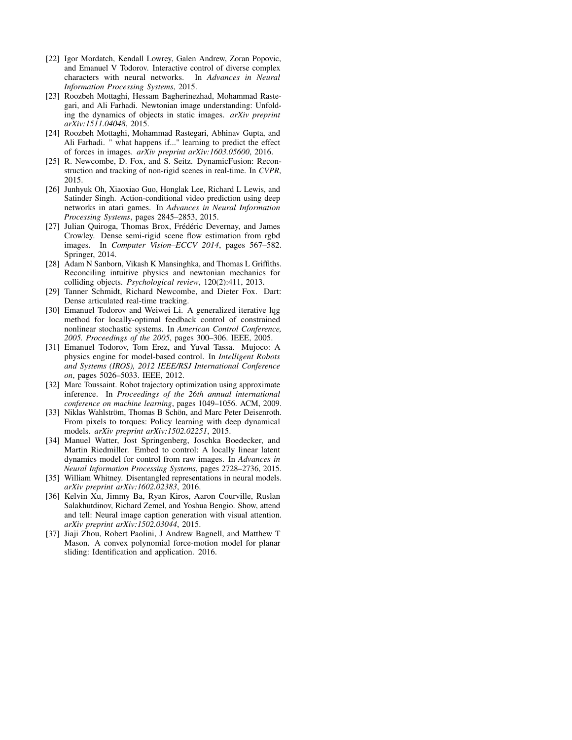[22] Igor Mordatch, Kendall Lowrey, Galen Andrew, Zoran Popovic, and Emanuel V Todorov. Interactive control of diverse complex characters with neural networks. In *Advances in Neural Information Processing Systems*, 2015.

[23] Roozbeh Mottaghi, Hessam Bagherinezhad, Mohammad Rastegari, and Ali Farhadi. Newtonian image understanding: Unfolding the dynamics of objects in static images. *arXiv preprint arXiv:1511.04048*, 2015.

[24] Roozbeh Mottaghi, Mohammad Rastegari, Abhinav Gupta, and Ali Farhadi. " what happens if..." learning to predict the effect of forces in images. *arXiv preprint arXiv:1603.05600*, 2016.

[25] R. Newcombe, D. Fox, and S. Seitz. DynamicFusion: Reconstruction and tracking of non-rigid scenes in real-time. In *CVPR*, 2015.

[26] Junhyuk Oh, Xiaoxiao Guo, Honglak Lee, Richard L Lewis, and Satinder Singh. Action-conditional video prediction using deep networks in atari games. In *Advances in Neural Information Processing Systems*, pages 2845–2853, 2015.

[27] Julian Quiroga, Thomas Brox, Frédéric Devernay, and James Crowley. Dense semi-rigid scene flow estimation from rgbd images. In *Computer Vision–ECCV 2014*, pages 567–582. Springer, 2014.

[28] Adam N Sanborn, Vikash K Mansinghka, and Thomas L Griffiths. Reconciling intuitive physics and newtonian mechanics for colliding objects. *Psychological review*, 120(2):411, 2013.

[29] Tanner Schmidt, Richard Newcombe, and Dieter Fox. Dart: Dense articulated real-time tracking.

[30] Emanuel Todorov and Weiwei Li. A generalized iterative lqg method for locally-optimal feedback control of constrained nonlinear stochastic systems. In *American Control Conference, 2005. Proceedings of the 2005*, pages 300–306. IEEE, 2005.

[31] Emanuel Todorov, Tom Erez, and Yuval Tassa. Mujoco: A physics engine for model-based control. In *Intelligent Robots and Systems (IROS), 2012 IEEE/RSJ International Conference on*, pages 5026–5033. IEEE, 2012.

[32] Marc Toussaint. Robot trajectory optimization using approximate inference. In *Proceedings of the 26th annual international conference on machine learning*, pages 1049–1056. ACM, 2009.

[33] Niklas Wahlström, Thomas B Schön, and Marc Peter Deisenroth. From pixels to torques: Policy learning with deep dynamical models. *arXiv preprint arXiv:1502.02251*, 2015.

[34] Manuel Watter, Jost Springenberg, Joschka Boedecker, and Martin Riedmiller. Embed to control: A locally linear latent dynamics model for control from raw images. In *Advances in Neural Information Processing Systems*, pages 2728–2736, 2015.

[35] William Whitney. Disentangled representations in neural models. *arXiv preprint arXiv:1602.02383*, 2016.

[36] Kelvin Xu, Jimmy Ba, Ryan Kiros, Aaron Courville, Ruslan Salakhutdinov, Richard Zemel, and Yoshua Bengio. Show, attend and tell: Neural image caption generation with visual attention. *arXiv preprint arXiv:1502.03044*, 2015.

[37] Jiaji Zhou, Robert Paolini, J Andrew Bagnell, and Matthew T Mason. A convex polynomial force-motion model for planar sliding: Identification and application. 2016.